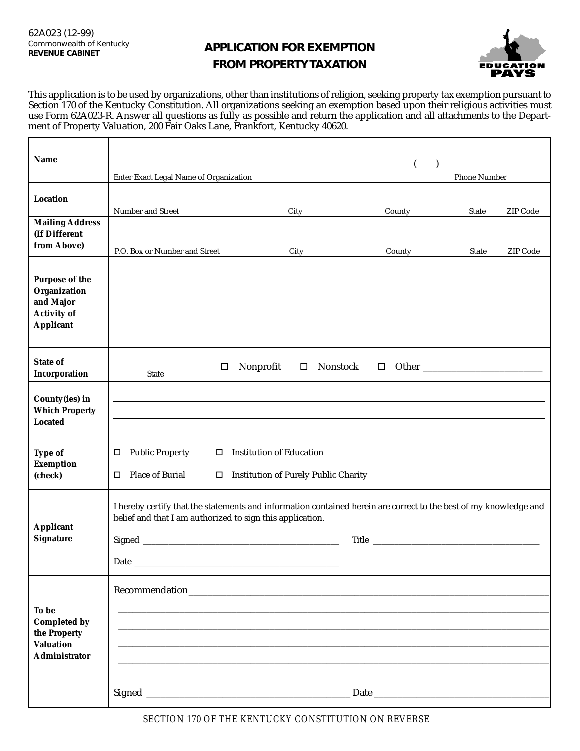62A023 (12-99)
Commonwealth of Kentucky
**REVENUE CABINET**

# APPLICATION FOR EXEMPTION FROM PROPERTY TAXATION

EDUCATION PAYS

This application is to be used by organizations, other than institutions of religion, seeking property tax exemption pursuant to Section 170 of the Kentucky Constitution. All organizations seeking an exemption based upon their religious activities must use Form 62A023-R. Answer all questions as fully as possible and return the application and all attachments to the Department of Property Valuation, 200 Fair Oaks Lane, Frankfort, Kentucky 40620.

| | |
|---|---|
| **Name** | ( ) <br> Enter Exact Legal Name of Organization — Phone Number |
| **Location** | Number and Street — City — County — State — ZIP Code |
| **Mailing Address (If Different from Above)** | P.O. Box or Number and Street — City — County — State — ZIP Code |
| **Purpose of the Organization and Major Activity of Applicant** | |
| **State of Incorporation** | ____________ State ☐ Nonprofit ☐ Nonstock ☐ Other ____________ |
| **County(ies) in Which Property Located** | |
| **Type of Exemption (check)** | ☐ Public Property ☐ Institution of Education <br> ☐ Place of Burial ☐ Institution of Purely Public Charity |
| **Applicant Signature** | I hereby certify that the statements and information contained herein are correct to the best of my knowledge and belief and that I am authorized to sign this application. <br> Signed ____________ Title ____________ <br> Date ____________ |
| **To be Completed by the Property Valuation Administrator** | Recommendation ____________ <br> Signed ____________ Date ____________ |

SECTION 170 OF THE KENTUCKY CONSTITUTION ON REVERSE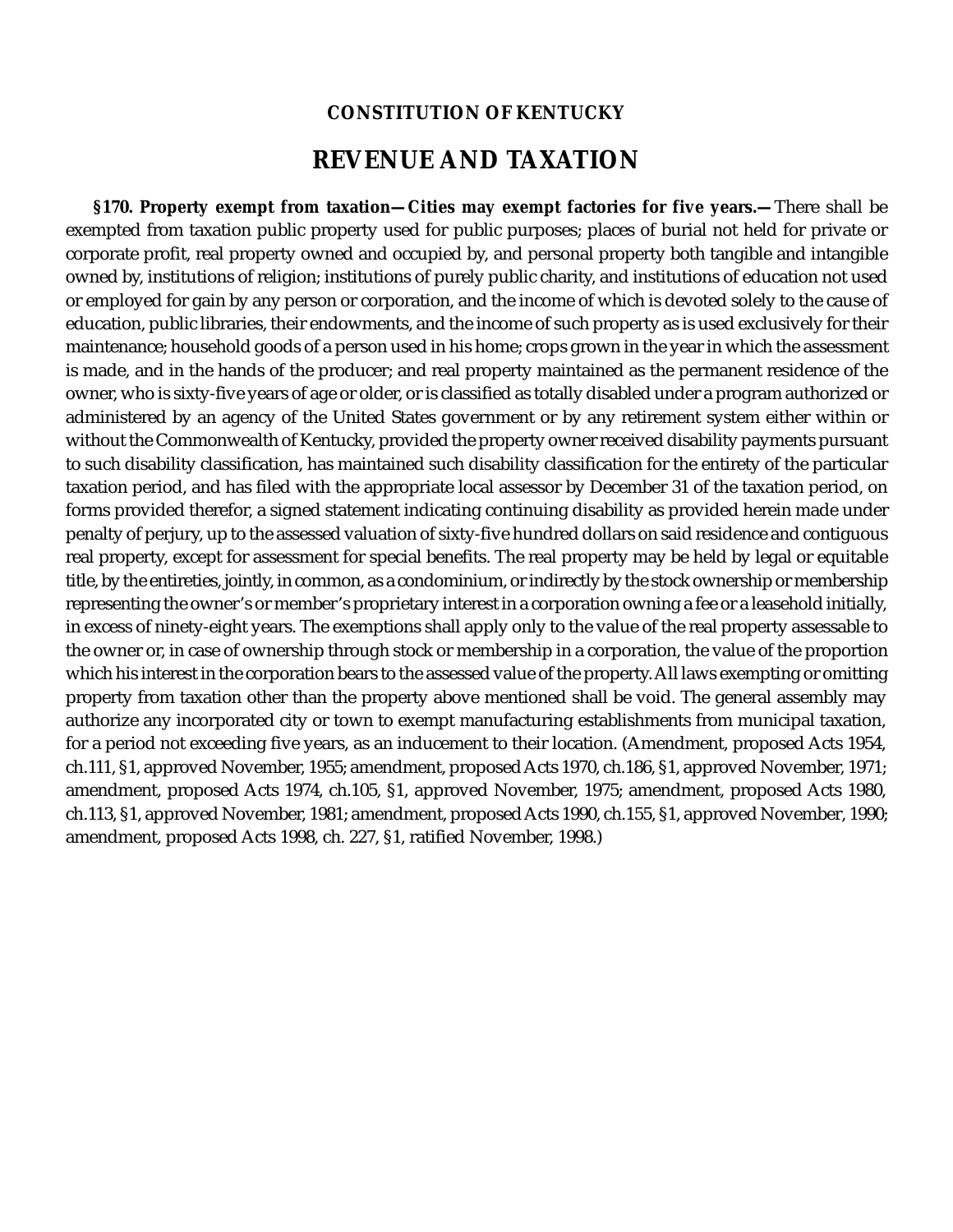## CONSTITUTION OF KENTUCKY

# REVENUE AND TAXATION

**§170. Property exempt from taxation—Cities may exempt factories for five years.—** There shall be exempted from taxation public property used for public purposes; places of burial not held for private or corporate profit, real property owned and occupied by, and personal property both tangible and intangible owned by, institutions of religion; institutions of purely public charity, and institutions of education not used or employed for gain by any person or corporation, and the income of which is devoted solely to the cause of education, public libraries, their endowments, and the income of such property as is used exclusively for their maintenance; household goods of a person used in his home; crops grown in the year in which the assessment is made, and in the hands of the producer; and real property maintained as the permanent residence of the owner, who is sixty-five years of age or older, or is classified as totally disabled under a program authorized or administered by an agency of the United States government or by any retirement system either within or without the Commonwealth of Kentucky, provided the property owner received disability payments pursuant to such disability classification, has maintained such disability classification for the entirety of the particular taxation period, and has filed with the appropriate local assessor by December 31 of the taxation period, on forms provided therefor, a signed statement indicating continuing disability as provided herein made under penalty of perjury, up to the assessed valuation of sixty-five hundred dollars on said residence and contiguous real property, except for assessment for special benefits. The real property may be held by legal or equitable title, by the entireties, jointly, in common, as a condominium, or indirectly by the stock ownership or membership representing the owner's or member's proprietary interest in a corporation owning a fee or a leasehold initially, in excess of ninety-eight years. The exemptions shall apply only to the value of the real property assessable to the owner or, in case of ownership through stock or membership in a corporation, the value of the proportion which his interest in the corporation bears to the assessed value of the property. All laws exempting or omitting property from taxation other than the property above mentioned shall be void. The general assembly may authorize any incorporated city or town to exempt manufacturing establishments from municipal taxation, for a period not exceeding five years, as an inducement to their location. (Amendment, proposed Acts 1954, ch.111, §1, approved November, 1955; amendment, proposed Acts 1970, ch.186, §1, approved November, 1971; amendment, proposed Acts 1974, ch.105, §1, approved November, 1975; amendment, proposed Acts 1980, ch.113, §1, approved November, 1981; amendment, proposed Acts 1990, ch.155, §1, approved November, 1990; amendment, proposed Acts 1998, ch. 227, §1, ratified November, 1998.)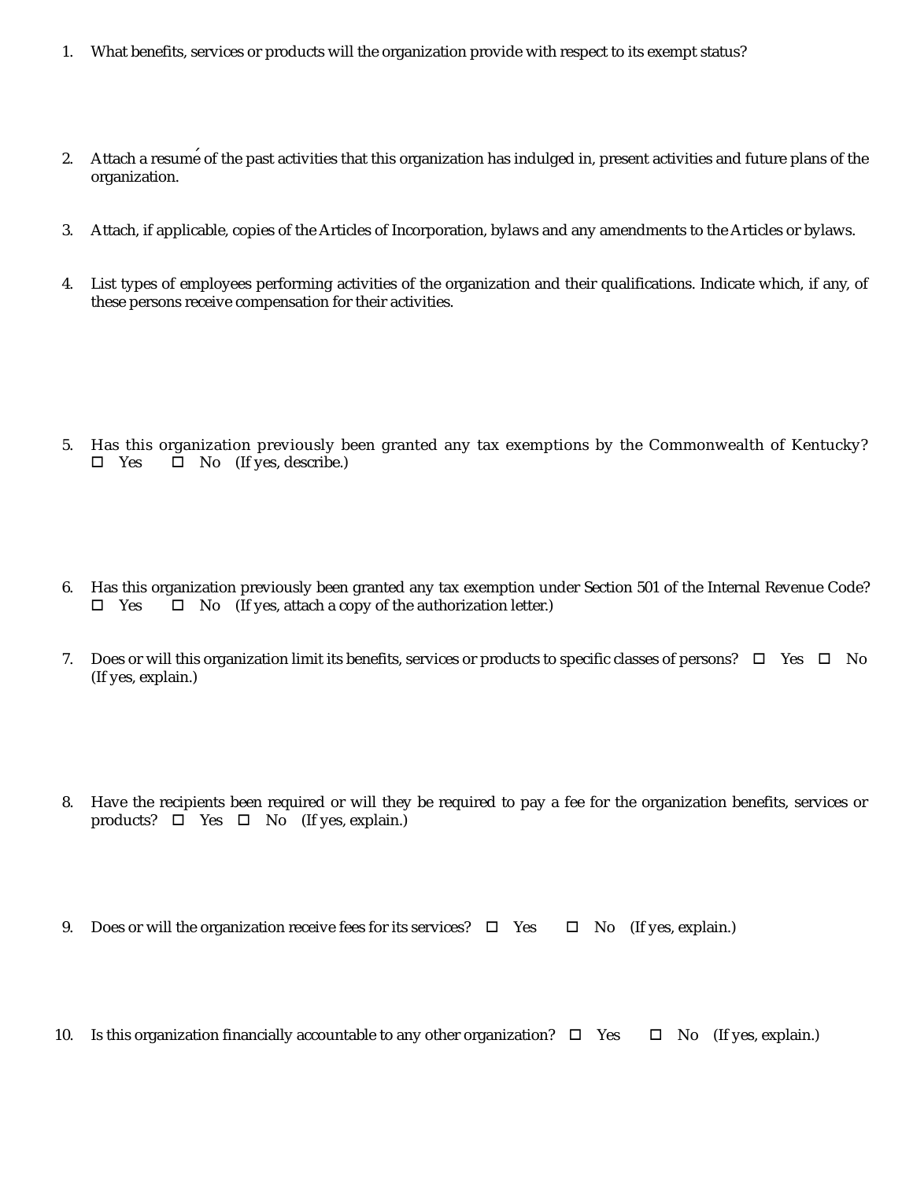1. What benefits, services or products will the organization provide with respect to its exempt status?

2. Attach a resumé of the past activities that this organization has indulged in, present activities and future plans of the organization.

3. Attach, if applicable, copies of the Articles of Incorporation, bylaws and any amendments to the Articles or bylaws.

4. List types of employees performing activities of the organization and their qualifications. Indicate which, if any, of these persons receive compensation for their activities.

5. Has this organization previously been granted any tax exemptions by the Commonwealth of Kentucky? ☐ Yes ☐ No (If yes, describe.)

6. Has this organization previously been granted any tax exemption under Section 501 of the Internal Revenue Code? ☐ Yes ☐ No (If yes, attach a copy of the authorization letter.)

7. Does or will this organization limit its benefits, services or products to specific classes of persons? ☐ Yes ☐ No (If yes, explain.)

8. Have the recipients been required or will they be required to pay a fee for the organization benefits, services or products? ☐ Yes ☐ No (If yes, explain.)

9. Does or will the organization receive fees for its services? ☐ Yes ☐ No (If yes, explain.)

10. Is this organization financially accountable to any other organization? ☐ Yes ☐ No (If yes, explain.)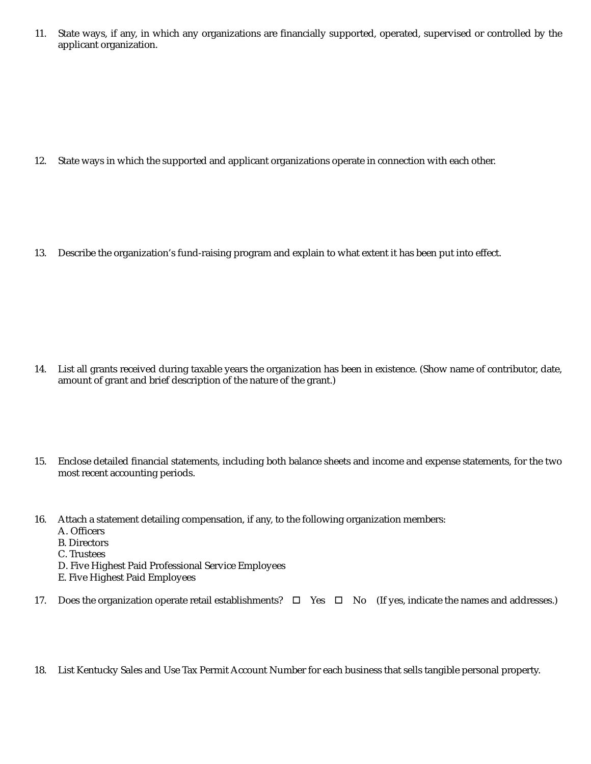11. State ways, if any, in which any organizations are financially supported, operated, supervised or controlled by the applicant organization.

12. State ways in which the supported and applicant organizations operate in connection with each other.

13. Describe the organization's fund-raising program and explain to what extent it has been put into effect.

14. List all grants received during taxable years the organization has been in existence. (Show name of contributor, date, amount of grant and brief description of the nature of the grant.)

15. Enclose detailed financial statements, including both balance sheets and income and expense statements, for the two most recent accounting periods.

16. Attach a statement detailing compensation, if any, to the following organization members:
    A. Officers
    B. Directors
    C. Trustees
    D. Five Highest Paid Professional Service Employees
    E. Five Highest Paid Employees

17. Does the organization operate retail establishments? ☐ Yes ☐ No (If yes, indicate the names and addresses.)

18. List Kentucky Sales and Use Tax Permit Account Number for each business that sells tangible personal property.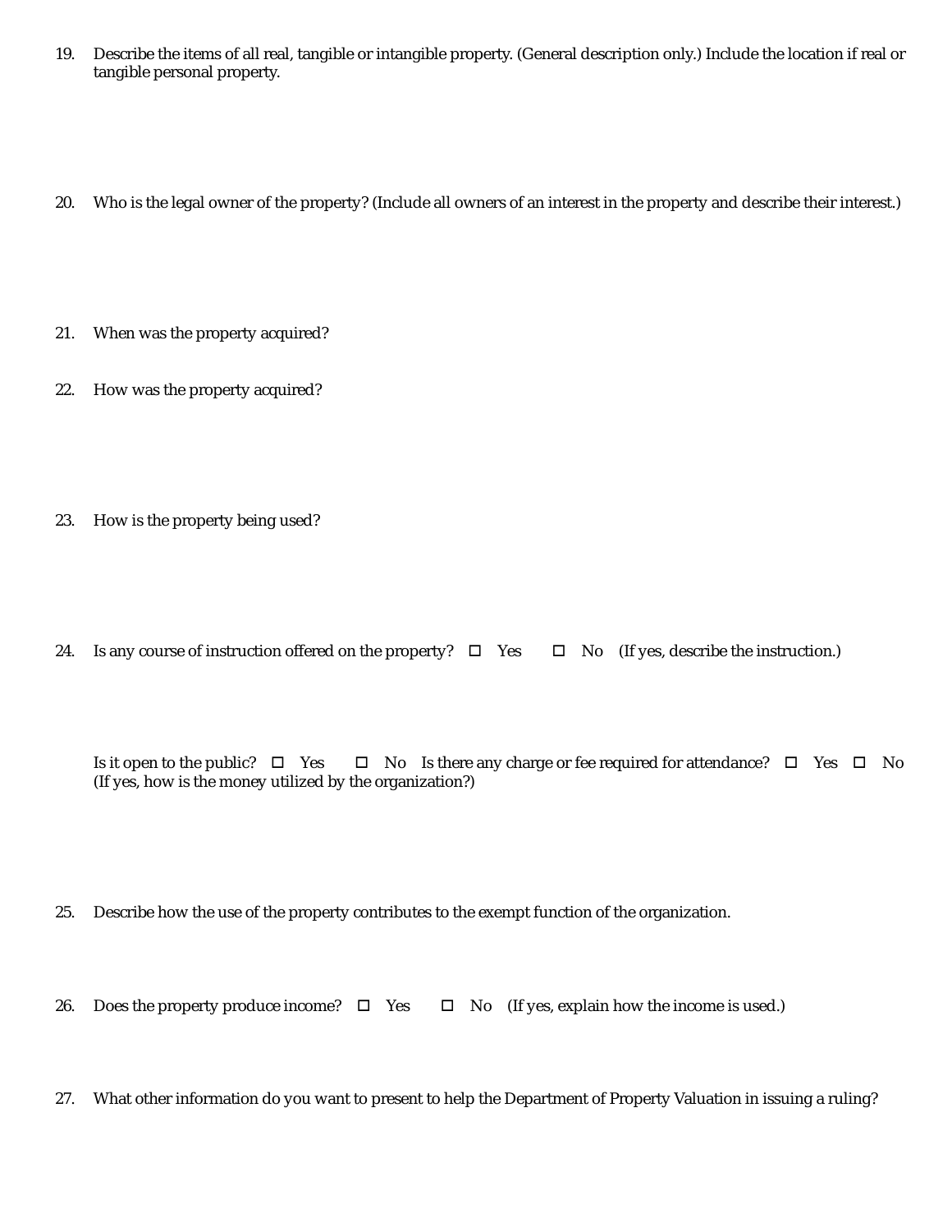19. Describe the items of all real, tangible or intangible property. (General description only.) Include the location if real or tangible personal property.

20. Who is the legal owner of the property? (Include all owners of an interest in the property and describe their interest.)

21. When was the property acquired?

22. How was the property acquired?

23. How is the property being used?

24. Is any course of instruction offered on the property? ☐ Yes ☐ No (If yes, describe the instruction.)

    Is it open to the public? ☐ Yes ☐ No Is there any charge or fee required for attendance? ☐ Yes ☐ No (If yes, how is the money utilized by the organization?)

25. Describe how the use of the property contributes to the exempt function of the organization.

26. Does the property produce income? ☐ Yes ☐ No (If yes, explain how the income is used.)

27. What other information do you want to present to help the Department of Property Valuation in issuing a ruling?